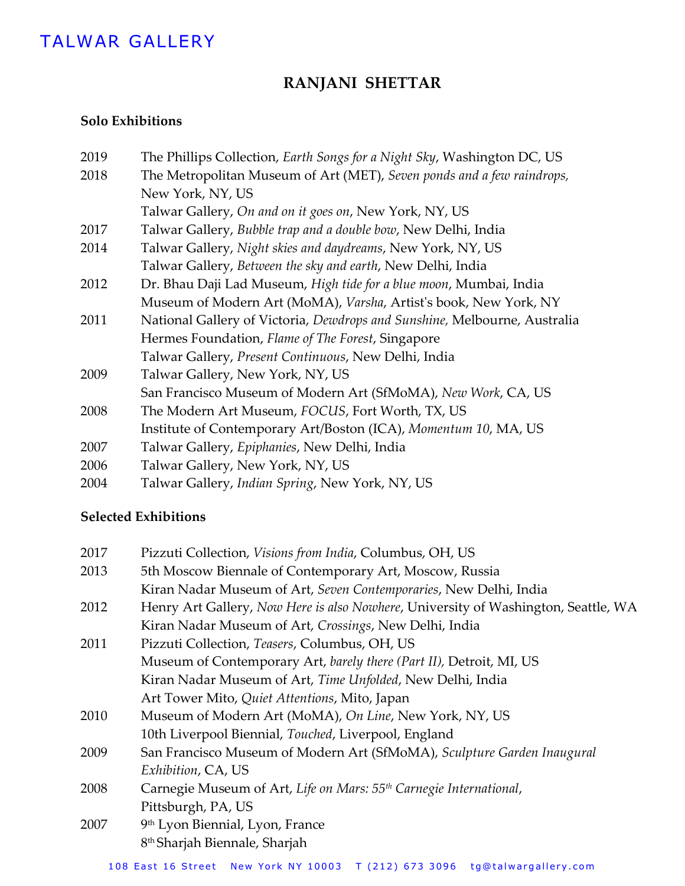TALWAR GALLERY

# RANJANI SHETTAR

## Solo Exhibitions

| | |
|---|---|
| 2019 | The Phillips Collection, *Earth Songs for a Night Sky*, Washington DC, US |
| 2018 | The Metropolitan Museum of Art (MET), *Seven ponds and a few raindrops,* New York, NY, US |
| | Talwar Gallery, *On and on it goes on*, New York, NY, US |
| 2017 | Talwar Gallery, *Bubble trap and a double bow*, New Delhi, India |
| 2014 | Talwar Gallery, *Night skies and daydreams*, New York, NY, US |
| | Talwar Gallery, *Between the sky and earth*, New Delhi, India |
| 2012 | Dr. Bhau Daji Lad Museum, *High tide for a blue moon*, Mumbai, India |
| | Museum of Modern Art (MoMA), *Varsha*, Artist's book, New York, NY |
| 2011 | National Gallery of Victoria, *Dewdrops and Sunshine,* Melbourne, Australia |
| | Hermes Foundation, *Flame of The Forest*, Singapore |
| | Talwar Gallery, *Present Continuous*, New Delhi, India |
| 2009 | Talwar Gallery, New York, NY, US |
| | San Francisco Museum of Modern Art (SfMoMA), *New Work*, CA, US |
| 2008 | The Modern Art Museum, *FOCUS*, Fort Worth, TX, US |
| | Institute of Contemporary Art/Boston (ICA), *Momentum 10*, MA, US |
| 2007 | Talwar Gallery, *Epiphanies*, New Delhi, India |
| 2006 | Talwar Gallery, New York, NY, US |
| 2004 | Talwar Gallery, *Indian Spring*, New York, NY, US |

## Selected Exhibitions

| | |
|---|---|
| 2017 | Pizzuti Collection, *Visions from India*, Columbus, OH, US |
| 2013 | 5th Moscow Biennale of Contemporary Art, Moscow, Russia |
| | Kiran Nadar Museum of Art, *Seven Contemporaries*, New Delhi, India |
| 2012 | Henry Art Gallery, *Now Here is also Nowhere*, University of Washington, Seattle, WA |
| | Kiran Nadar Museum of Art, *Crossings*, New Delhi, India |
| 2011 | Pizzuti Collection, *Teasers*, Columbus, OH, US |
| | Museum of Contemporary Art, *barely there (Part II),* Detroit, MI, US |
| | Kiran Nadar Museum of Art, *Time Unfolded*, New Delhi, India |
| | Art Tower Mito, *Quiet Attentions*, Mito, Japan |
| 2010 | Museum of Modern Art (MoMA), *On Line*, New York, NY, US |
| | 10th Liverpool Biennial, *Touched*, Liverpool, England |
| 2009 | San Francisco Museum of Modern Art (SfMoMA), *Sculpture Garden Inaugural Exhibition*, CA, US |
| 2008 | Carnegie Museum of Art, *Life on Mars: 55th Carnegie International*, Pittsburgh, PA, US |
| 2007 | 9th Lyon Biennial, Lyon, France |
| | 8th Sharjah Biennale, Sharjah |

108 East 16 Street New York NY 10003 T (212) 673 3096 tg@talwargallery.com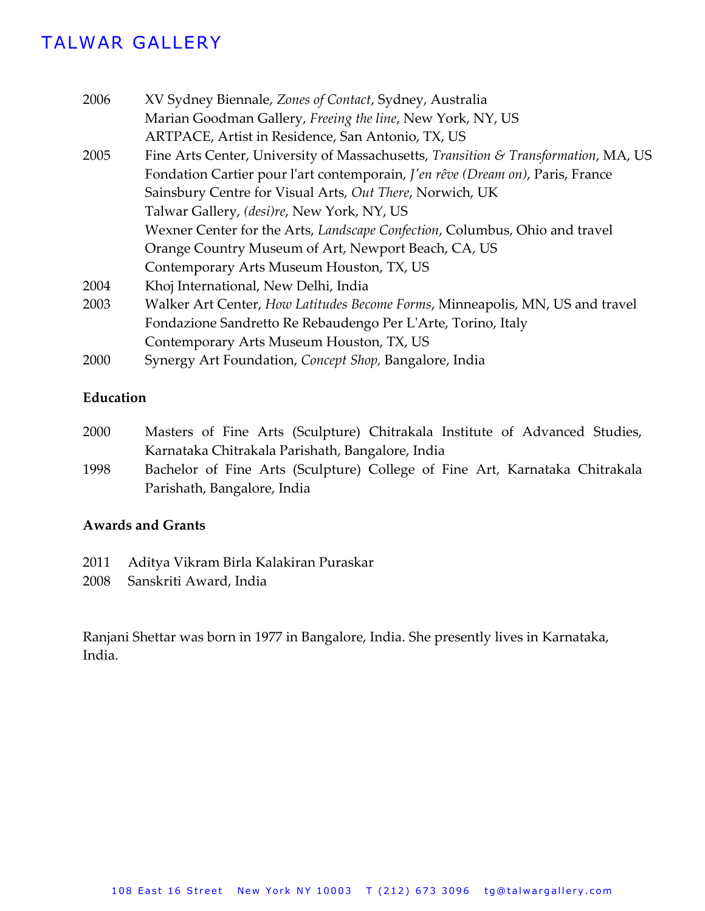2006 XV Sydney Biennale, *Zones of Contact*, Sydney, Australia
Marian Goodman Gallery, *Freeing the line*, New York, NY, US
ARTPACE, Artist in Residence, San Antonio, TX, US

2005 Fine Arts Center, University of Massachusetts, *Transition & Transformation*, MA, US
Fondation Cartier pour l'art contemporain, *J'en rêve (Dream on)*, Paris, France
Sainsbury Centre for Visual Arts, *Out There*, Norwich, UK
Talwar Gallery, *(desi)re*, New York, NY, US
Wexner Center for the Arts, *Landscape Confection*, Columbus, Ohio and travel
Orange Country Museum of Art, Newport Beach, CA, US
Contemporary Arts Museum Houston, TX, US

2004 Khoj International, New Delhi, India

2003 Walker Art Center, *How Latitudes Become Forms*, Minneapolis, MN, US and travel
Fondazione Sandretto Re Rebaudengo Per L'Arte, Torino, Italy
Contemporary Arts Museum Houston, TX, US

2000 Synergy Art Foundation, *Concept Shop*, Bangalore, India

**Education**

2000 Masters of Fine Arts (Sculpture) Chitrakala Institute of Advanced Studies, Karnataka Chitrakala Parishath, Bangalore, India

1998 Bachelor of Fine Arts (Sculpture) College of Fine Art, Karnataka Chitrakala Parishath, Bangalore, India

**Awards and Grants**

2011 Aditya Vikram Birla Kalakiran Puraskar

2008 Sanskriti Award, India

Ranjani Shettar was born in 1977 in Bangalore, India. She presently lives in Karnataka, India.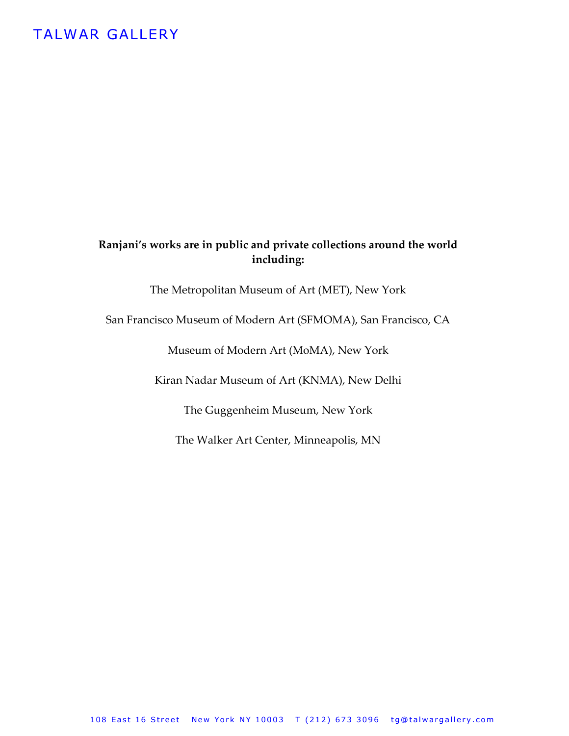**Ranjani's works are in public and private collections around the world including:**

The Metropolitan Museum of Art (MET), New York

San Francisco Museum of Modern Art (SFMOMA), San Francisco, CA

Museum of Modern Art (MoMA), New York

Kiran Nadar Museum of Art (KNMA), New Delhi

The Guggenheim Museum, New York

The Walker Art Center, Minneapolis, MN